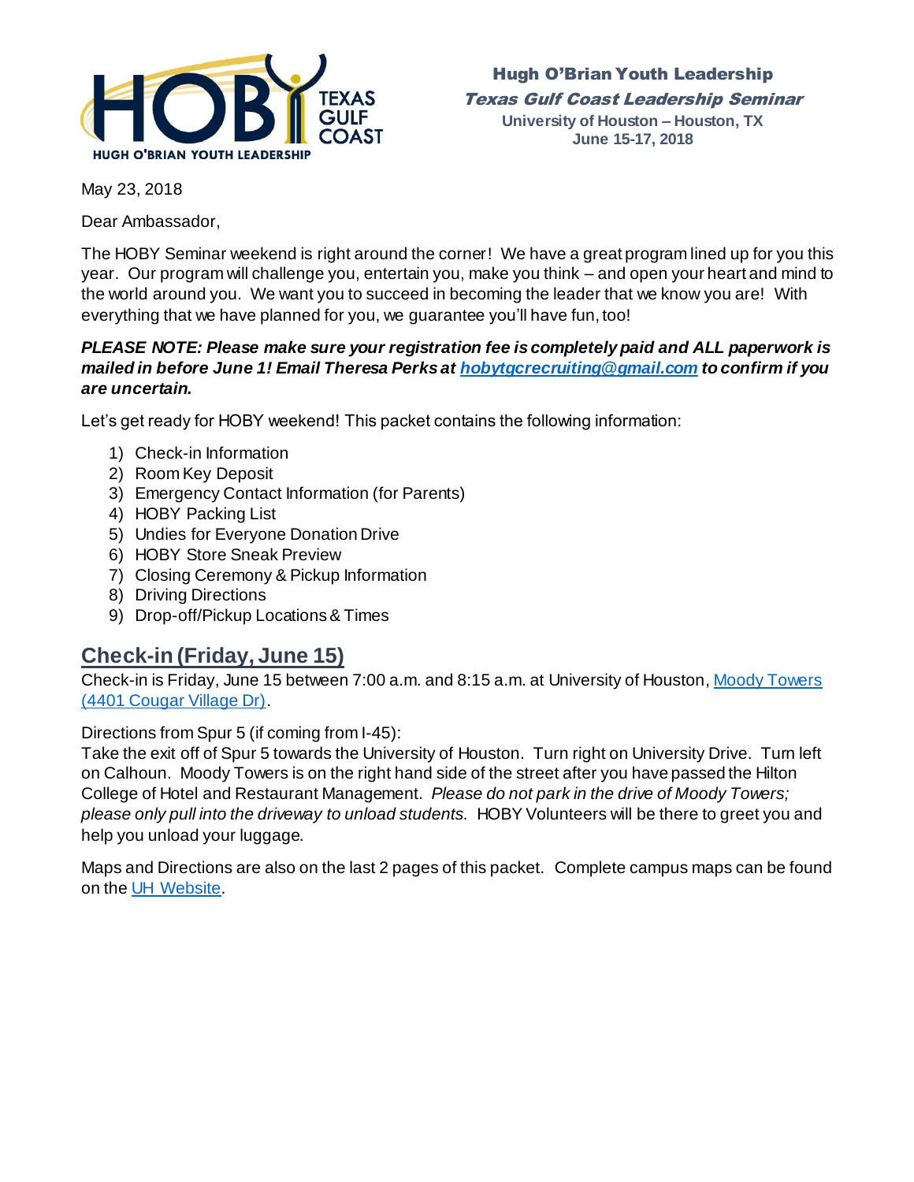**Hugh O'Brian Youth Leadership**
***Texas Gulf Coast Leadership Seminar***
**University of Houston – Houston, TX**
**June 15-17, 2018**

May 23, 2018

Dear Ambassador,

The HOBY Seminar weekend is right around the corner! We have a great program lined up for you this year. Our program will challenge you, entertain you, make you think – and open your heart and mind to the world around you. We want you to succeed in becoming the leader that we know you are! With everything that we have planned for you, we guarantee you'll have fun, too!

***PLEASE NOTE: Please make sure your registration fee is completely paid and ALL paperwork is mailed in before June 1! Email Theresa Perks at [hobytgcrecruiting@gmail.com](mailto:hobytgcrecruiting@gmail.com) to confirm if you are uncertain.***

Let's get ready for HOBY weekend! This packet contains the following information:

1) Check-in Information
2) Room Key Deposit
3) Emergency Contact Information (for Parents)
4) HOBY Packing List
5) Undies for Everyone Donation Drive
6) HOBY Store Sneak Preview
7) Closing Ceremony & Pickup Information
8) Driving Directions
9) Drop-off/Pickup Locations & Times

## Check-in (Friday, June 15)

Check-in is Friday, June 15 between 7:00 a.m. and 8:15 a.m. at University of Houston, Moody Towers (4401 Cougar Village Dr).

Directions from Spur 5 (if coming from I-45):
Take the exit off of Spur 5 towards the University of Houston. Turn right on University Drive. Turn left on Calhoun. Moody Towers is on the right hand side of the street after you have passed the Hilton College of Hotel and Restaurant Management. *Please do not park in the drive of Moody Towers; please only pull into the driveway to unload students.* HOBY Volunteers will be there to greet you and help you unload your luggage.

Maps and Directions are also on the last 2 pages of this packet. Complete campus maps can be found on the UH Website.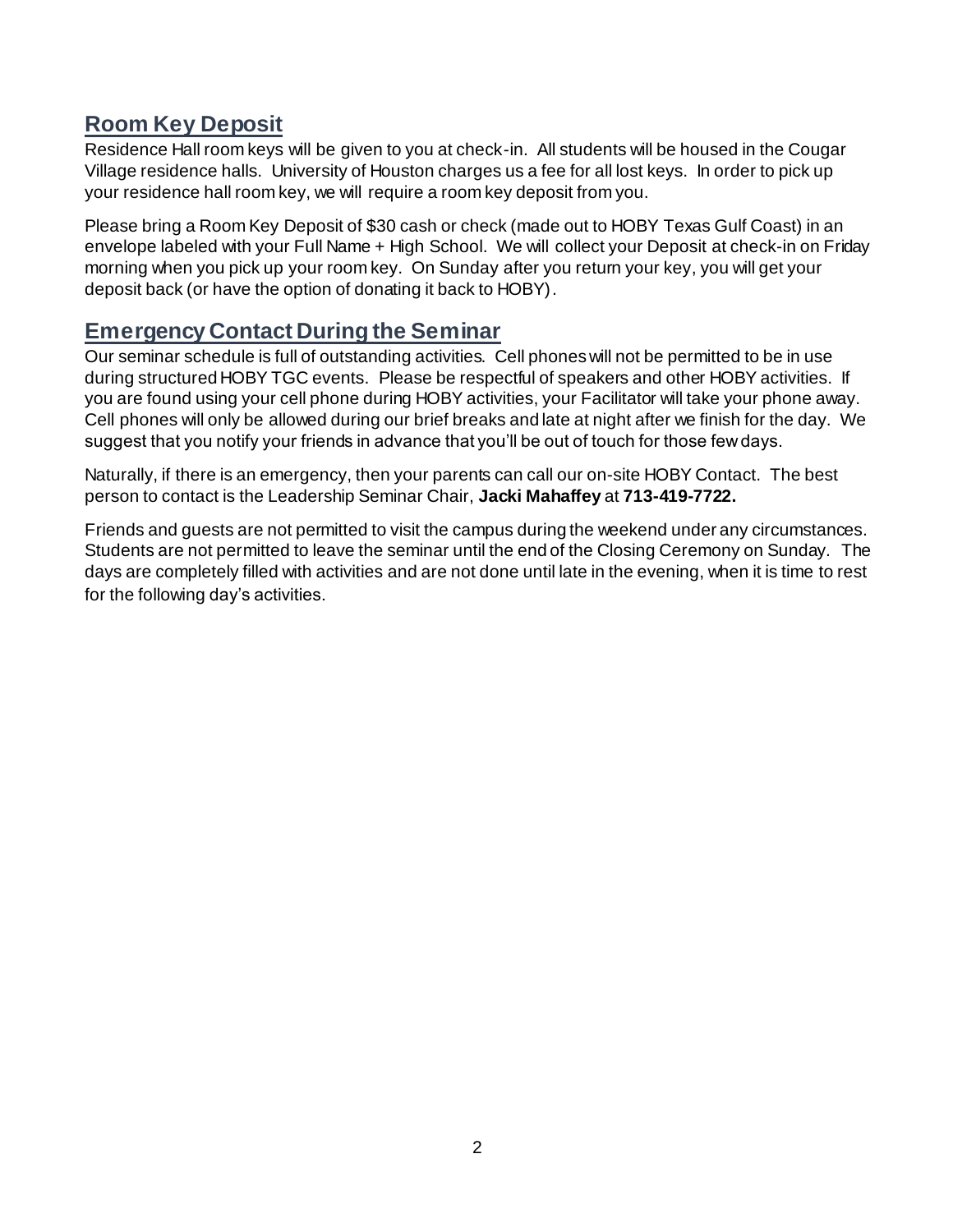## Room Key Deposit

Residence Hall room keys will be given to you at check-in. All students will be housed in the Cougar Village residence halls. University of Houston charges us a fee for all lost keys. In order to pick up your residence hall room key, we will require a room key deposit from you.

Please bring a Room Key Deposit of $30 cash or check (made out to HOBY Texas Gulf Coast) in an envelope labeled with your Full Name + High School. We will collect your Deposit at check-in on Friday morning when you pick up your room key. On Sunday after you return your key, you will get your deposit back (or have the option of donating it back to HOBY).

## Emergency Contact During the Seminar

Our seminar schedule is full of outstanding activities. Cell phones will not be permitted to be in use during structured HOBY TGC events. Please be respectful of speakers and other HOBY activities. If you are found using your cell phone during HOBY activities, your Facilitator will take your phone away. Cell phones will only be allowed during our brief breaks and late at night after we finish for the day. We suggest that you notify your friends in advance that you'll be out of touch for those few days.

Naturally, if there is an emergency, then your parents can call our on-site HOBY Contact. The best person to contact is the Leadership Seminar Chair, **Jacki Mahaffey** at **713-419-7722.**

Friends and guests are not permitted to visit the campus during the weekend under any circumstances. Students are not permitted to leave the seminar until the end of the Closing Ceremony on Sunday. The days are completely filled with activities and are not done until late in the evening, when it is time to rest for the following day's activities.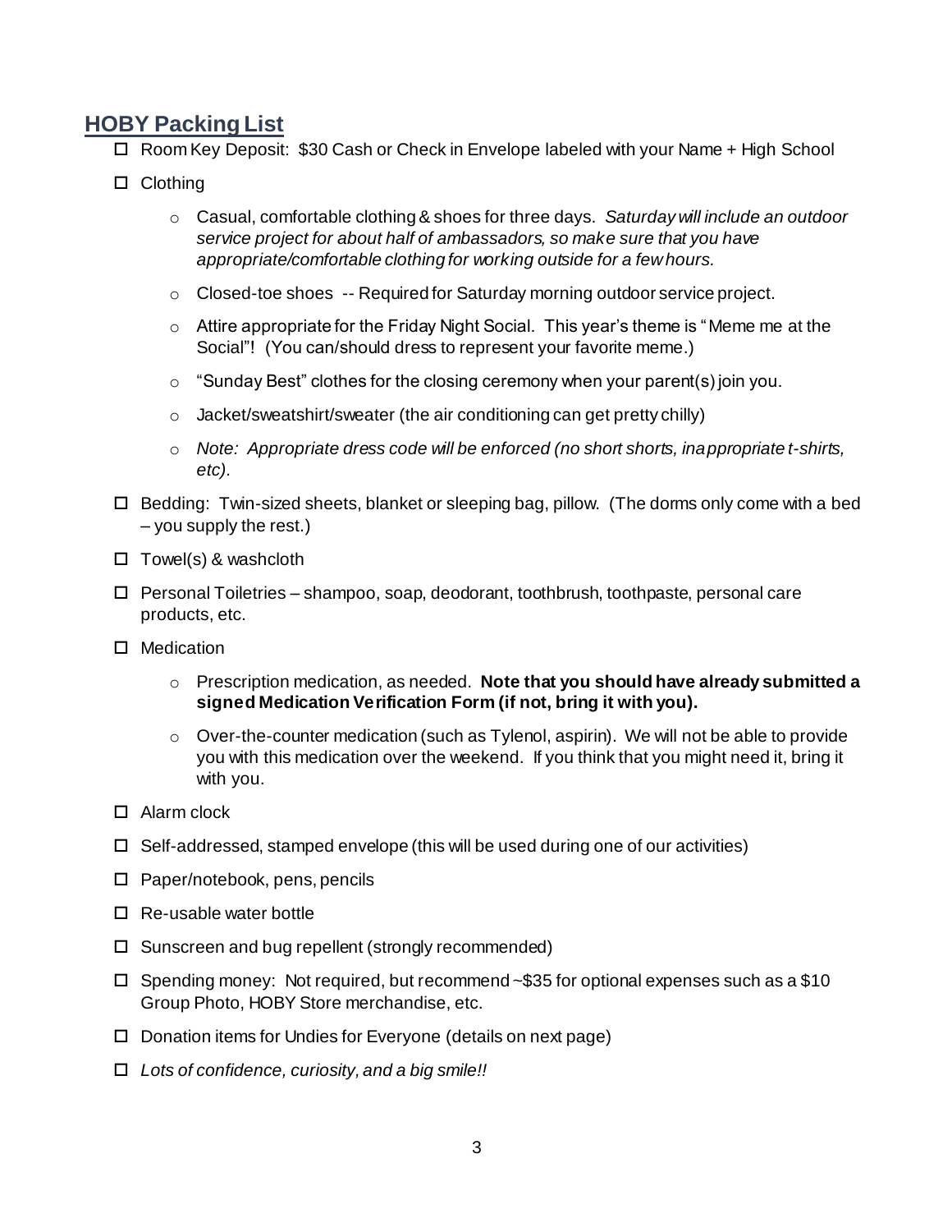## HOBY Packing List

- ☐ Room Key Deposit: $30 Cash or Check in Envelope labeled with your Name + High School
- ☐ Clothing
    - Casual, comfortable clothing & shoes for three days. *Saturday will include an outdoor service project for about half of ambassadors, so make sure that you have appropriate/comfortable clothing for working outside for a few hours.*
    - Closed-toe shoes -- Required for Saturday morning outdoor service project.
    - Attire appropriate for the Friday Night Social. This year's theme is "Meme me at the Social"! (You can/should dress to represent your favorite meme.)
    - "Sunday Best" clothes for the closing ceremony when your parent(s) join you.
    - Jacket/sweatshirt/sweater (the air conditioning can get pretty chilly)
    - *Note: Appropriate dress code will be enforced (no short shorts, inappropriate t-shirts, etc).*
- ☐ Bedding: Twin-sized sheets, blanket or sleeping bag, pillow. (The dorms only come with a bed – you supply the rest.)
- ☐ Towel(s) & washcloth
- ☐ Personal Toiletries – shampoo, soap, deodorant, toothbrush, toothpaste, personal care products, etc.
- ☐ Medication
    - Prescription medication, as needed. **Note that you should have already submitted a signed Medication Verification Form (if not, bring it with you).**
    - Over-the-counter medication (such as Tylenol, aspirin). We will not be able to provide you with this medication over the weekend. If you think that you might need it, bring it with you.
- ☐ Alarm clock
- ☐ Self-addressed, stamped envelope (this will be used during one of our activities)
- ☐ Paper/notebook, pens, pencils
- ☐ Re-usable water bottle
- ☐ Sunscreen and bug repellent (strongly recommended)
- ☐ Spending money: Not required, but recommend ~$35 for optional expenses such as a $10 Group Photo, HOBY Store merchandise, etc.
- ☐ Donation items for Undies for Everyone (details on next page)
- ☐ *Lots of confidence, curiosity, and a big smile!!*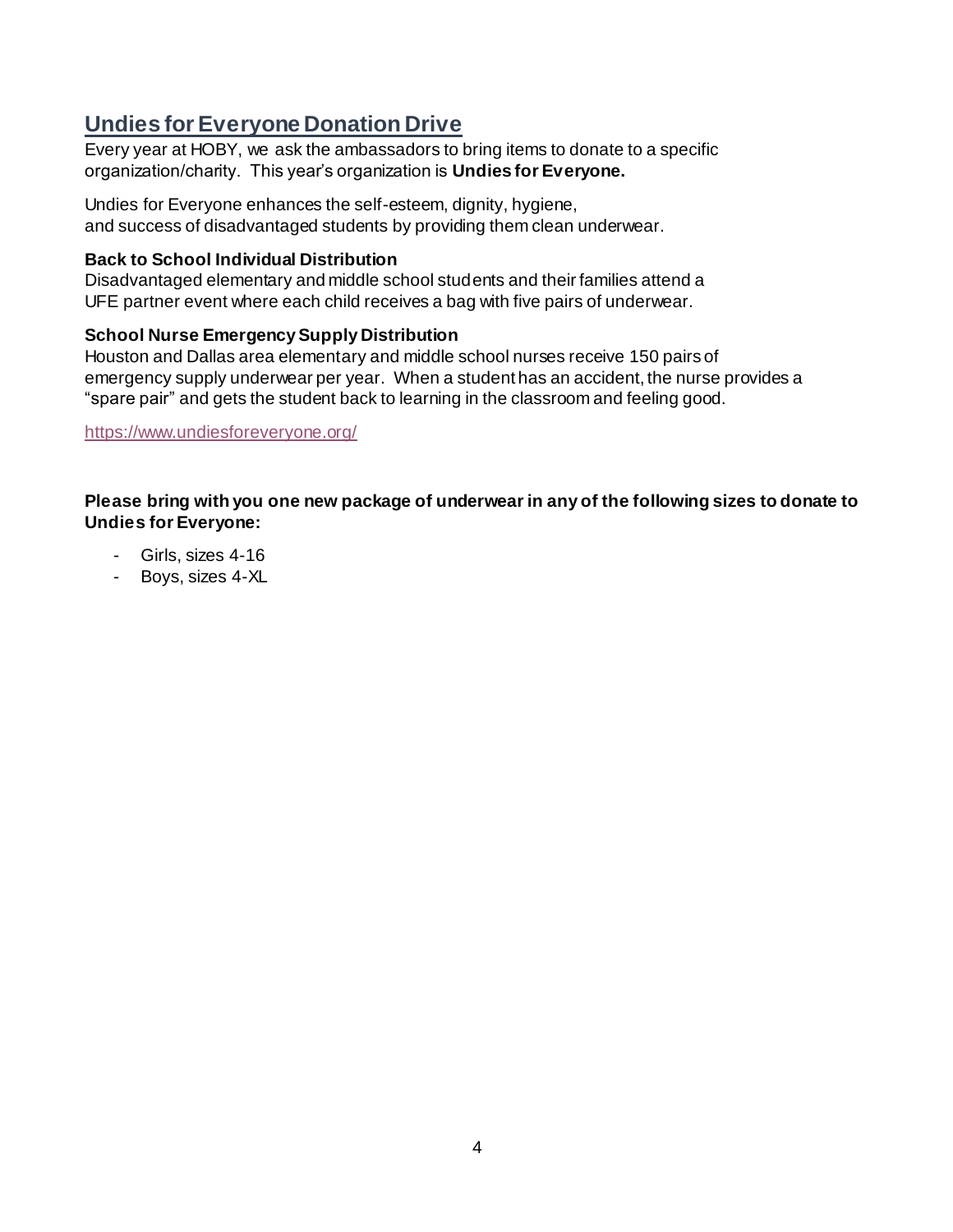## Undies for Everyone Donation Drive

Every year at HOBY, we ask the ambassadors to bring items to donate to a specific organization/charity. This year's organization is **Undies for Everyone.**

Undies for Everyone enhances the self-esteem, dignity, hygiene, and success of disadvantaged students by providing them clean underwear.

**Back to School Individual Distribution**
Disadvantaged elementary and middle school students and their families attend a UFE partner event where each child receives a bag with five pairs of underwear.

**School Nurse Emergency Supply Distribution**
Houston and Dallas area elementary and middle school nurses receive 150 pairs of emergency supply underwear per year. When a student has an accident, the nurse provides a "spare pair" and gets the student back to learning in the classroom and feeling good.

https://www.undiesforeveryone.org/

**Please bring with you one new package of underwear in any of the following sizes to donate to Undies for Everyone:**

- Girls, sizes 4-16
- Boys, sizes 4-XL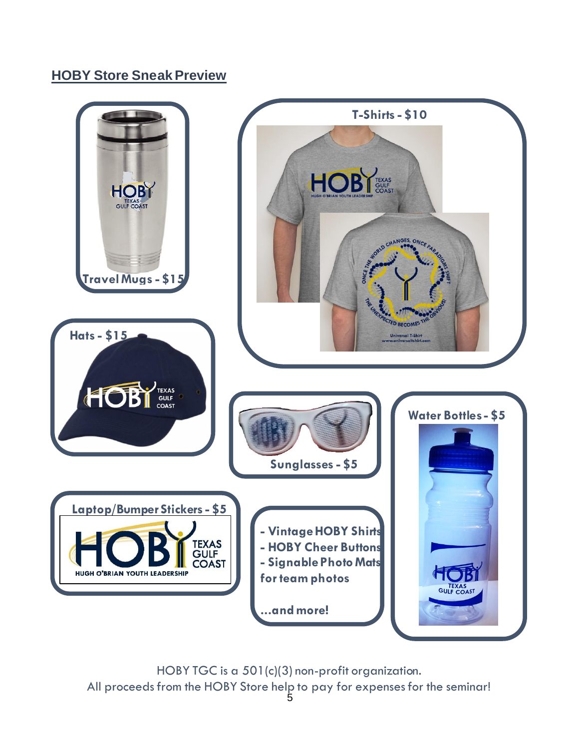## HOBY Store Sneak Preview

**Travel Mugs - $15**

**T-Shirts - $10**

**Hats - $15**

**Sunglasses - $5**

**Water Bottles - $5**

**Laptop/Bumper Stickers - $5**

**- Vintage HOBY Shirts**
**- HOBY Cheer Buttons**
**- Signable Photo Mats for team photos**

**...and more!**

HOBY TGC is a 501(c)(3) non-profit organization.
All proceeds from the HOBY Store help to pay for expenses for the seminar!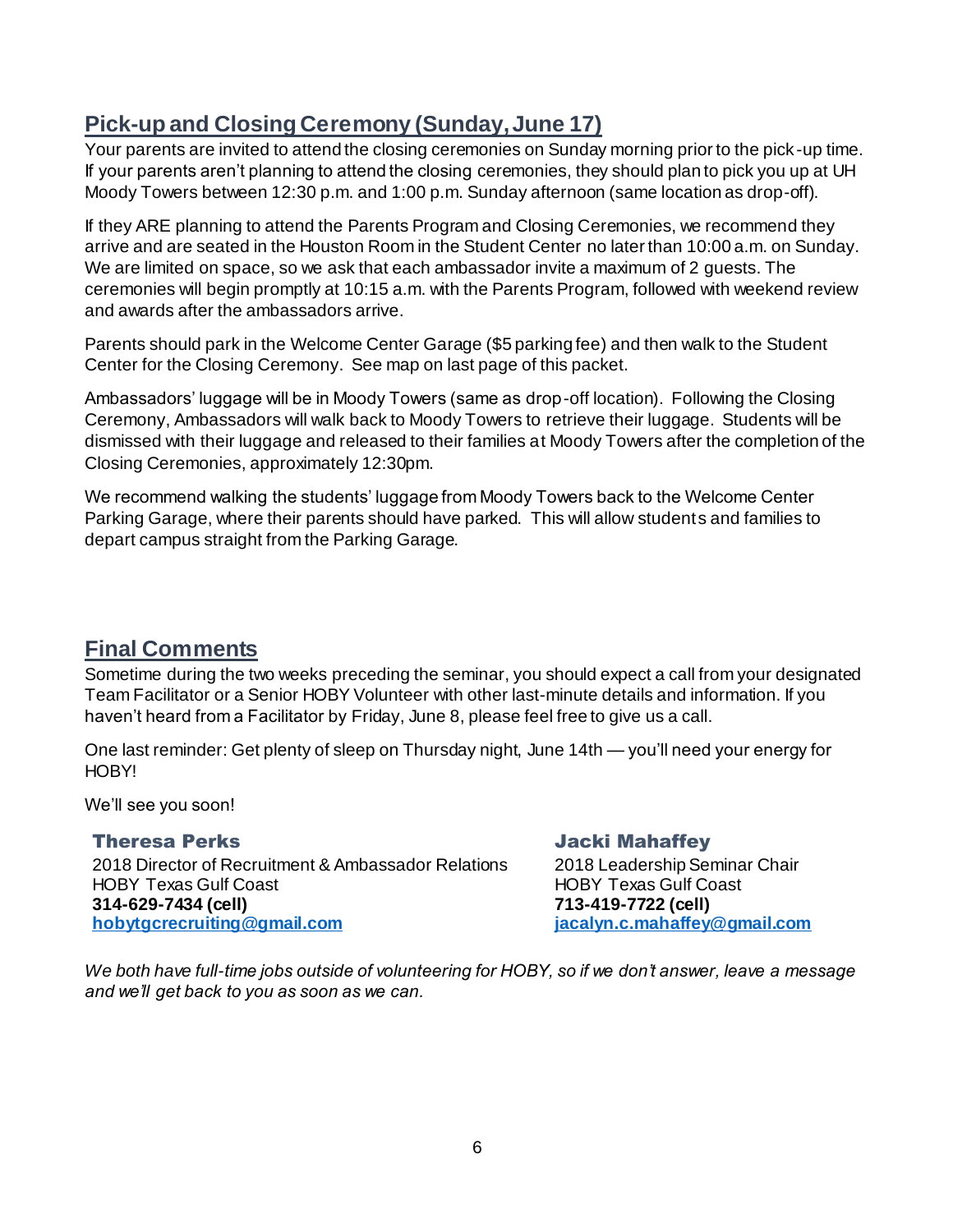## Pick-up and Closing Ceremony (Sunday, June 17)

Your parents are invited to attend the closing ceremonies on Sunday morning prior to the pick-up time. If your parents aren't planning to attend the closing ceremonies, they should plan to pick you up at UH Moody Towers between 12:30 p.m. and 1:00 p.m. Sunday afternoon (same location as drop-off).

If they ARE planning to attend the Parents Program and Closing Ceremonies, we recommend they arrive and are seated in the Houston Room in the Student Center no later than 10:00 a.m. on Sunday. We are limited on space, so we ask that each ambassador invite a maximum of 2 guests. The ceremonies will begin promptly at 10:15 a.m. with the Parents Program, followed with weekend review and awards after the ambassadors arrive.

Parents should park in the Welcome Center Garage ($5 parking fee) and then walk to the Student Center for the Closing Ceremony. See map on last page of this packet.

Ambassadors' luggage will be in Moody Towers (same as drop-off location). Following the Closing Ceremony, Ambassadors will walk back to Moody Towers to retrieve their luggage. Students will be dismissed with their luggage and released to their families at Moody Towers after the completion of the Closing Ceremonies, approximately 12:30pm.

We recommend walking the students' luggage from Moody Towers back to the Welcome Center Parking Garage, where their parents should have parked. This will allow students and families to depart campus straight from the Parking Garage.

## Final Comments

Sometime during the two weeks preceding the seminar, you should expect a call from your designated Team Facilitator or a Senior HOBY Volunteer with other last-minute details and information. If you haven't heard from a Facilitator by Friday, June 8, please feel free to give us a call.

One last reminder: Get plenty of sleep on Thursday night, June 14th — you'll need your energy for HOBY!

We'll see you soon!

**Theresa Perks**
2018 Director of Recruitment & Ambassador Relations
HOBY Texas Gulf Coast
**314-629-7434 (cell)**
**hobytgcrecruiting@gmail.com**

**Jacki Mahaffey**
2018 Leadership Seminar Chair
HOBY Texas Gulf Coast
**713-419-7722 (cell)**
**jacalyn.c.mahaffey@gmail.com**

*We both have full-time jobs outside of volunteering for HOBY, so if we don't answer, leave a message and we'll get back to you as soon as we can.*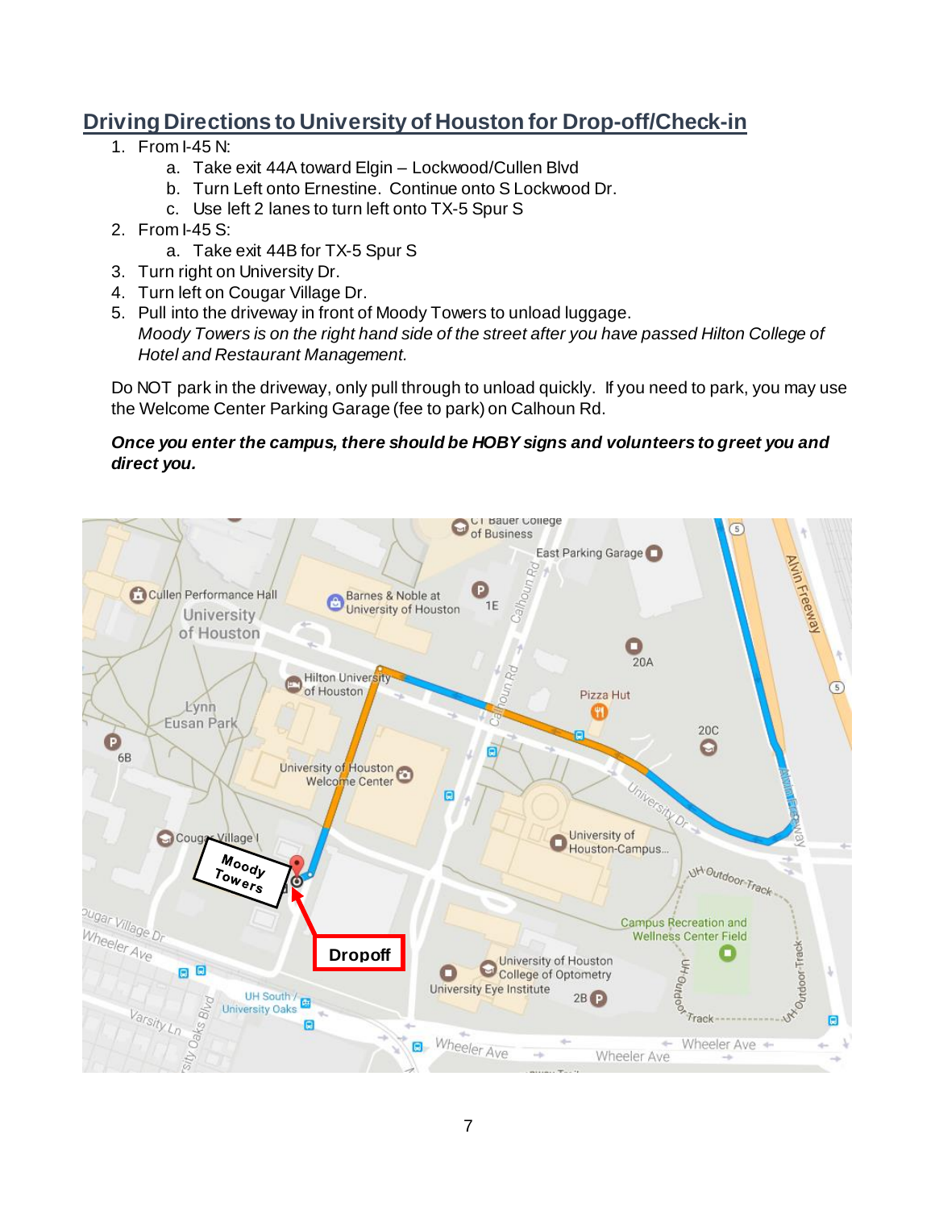## Driving Directions to University of Houston for Drop-off/Check-in

1. From I-45 N:
   a. Take exit 44A toward Elgin – Lockwood/Cullen Blvd
   b. Turn Left onto Ernestine. Continue onto S Lockwood Dr.
   c. Use left 2 lanes to turn left onto TX-5 Spur S
2. From I-45 S:
   a. Take exit 44B for TX-5 Spur S
3. Turn right on University Dr.
4. Turn left on Cougar Village Dr.
5. Pull into the driveway in front of Moody Towers to unload luggage.
   *Moody Towers is on the right hand side of the street after you have passed Hilton College of Hotel and Restaurant Management.*

Do NOT park in the driveway, only pull through to unload quickly. If you need to park, you may use the Welcome Center Parking Garage (fee to park) on Calhoun Rd.

***Once you enter the campus, there should be HOBY signs and volunteers to greet you and direct you.***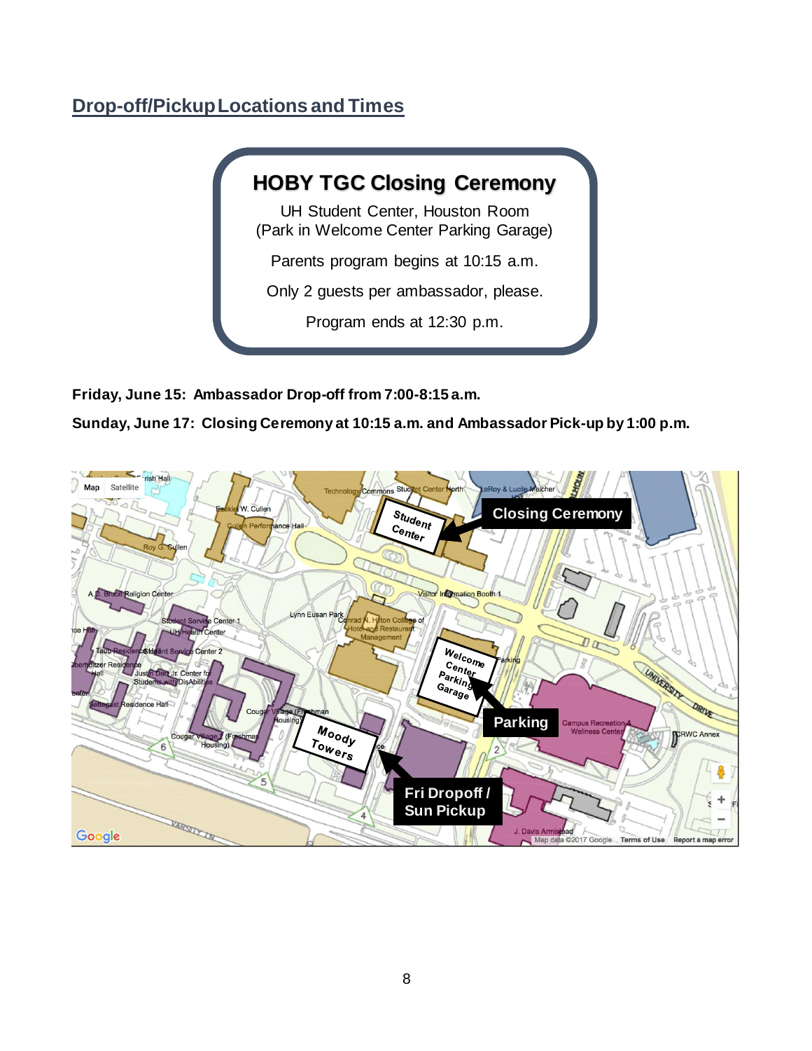## Drop-off/Pickup Locations and Times

### HOBY TGC Closing Ceremony

UH Student Center, Houston Room
(Park in Welcome Center Parking Garage)

Parents program begins at 10:15 a.m.

Only 2 guests per ambassador, please.

Program ends at 12:30 p.m.

**Friday, June 15: Ambassador Drop-off from 7:00-8:15 a.m.**

**Sunday, June 17: Closing Ceremony at 10:15 a.m. and Ambassador Pick-up by 1:00 p.m.**

Student Center
Closing Ceremony
Welcome Center Parking Garage
Parking
Moody Towers
Fri Dropoff / Sun Pickup